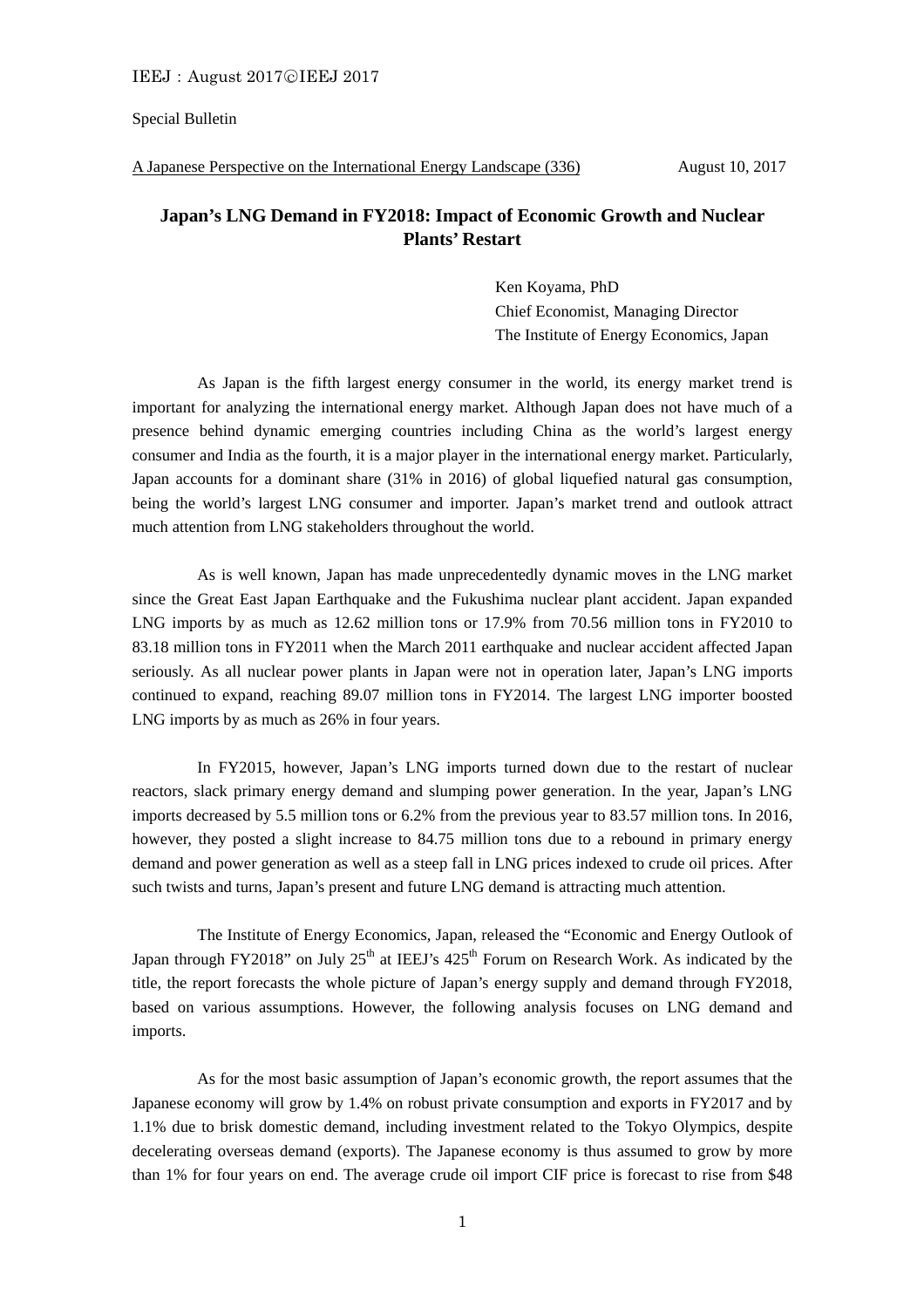Special Bulletin

A Japanese Perspective on the International Energy Landscape (336) August 10, 2017

# Japan's LNG Demand in FY2018: Impact of Economic Growth and Nuclear Plants' Restart

Ken Koyama, PhD
Chief Economist, Managing Director
The Institute of Energy Economics, Japan

As Japan is the fifth largest energy consumer in the world, its energy market trend is important for analyzing the international energy market. Although Japan does not have much of a presence behind dynamic emerging countries including China as the world's largest energy consumer and India as the fourth, it is a major player in the international energy market. Particularly, Japan accounts for a dominant share (31% in 2016) of global liquefied natural gas consumption, being the world's largest LNG consumer and importer. Japan's market trend and outlook attract much attention from LNG stakeholders throughout the world.

As is well known, Japan has made unprecedentedly dynamic moves in the LNG market since the Great East Japan Earthquake and the Fukushima nuclear plant accident. Japan expanded LNG imports by as much as 12.62 million tons or 17.9% from 70.56 million tons in FY2010 to 83.18 million tons in FY2011 when the March 2011 earthquake and nuclear accident affected Japan seriously. As all nuclear power plants in Japan were not in operation later, Japan's LNG imports continued to expand, reaching 89.07 million tons in FY2014. The largest LNG importer boosted LNG imports by as much as 26% in four years.

In FY2015, however, Japan's LNG imports turned down due to the restart of nuclear reactors, slack primary energy demand and slumping power generation. In the year, Japan's LNG imports decreased by 5.5 million tons or 6.2% from the previous year to 83.57 million tons. In 2016, however, they posted a slight increase to 84.75 million tons due to a rebound in primary energy demand and power generation as well as a steep fall in LNG prices indexed to crude oil prices. After such twists and turns, Japan's present and future LNG demand is attracting much attention.

The Institute of Energy Economics, Japan, released the "Economic and Energy Outlook of Japan through FY2018" on July 25th at IEEJ's 425th Forum on Research Work. As indicated by the title, the report forecasts the whole picture of Japan's energy supply and demand through FY2018, based on various assumptions. However, the following analysis focuses on LNG demand and imports.

As for the most basic assumption of Japan's economic growth, the report assumes that the Japanese economy will grow by 1.4% on robust private consumption and exports in FY2017 and by 1.1% due to brisk domestic demand, including investment related to the Tokyo Olympics, despite decelerating overseas demand (exports). The Japanese economy is thus assumed to grow by more than 1% for four years on end. The average crude oil import CIF price is forecast to rise from $48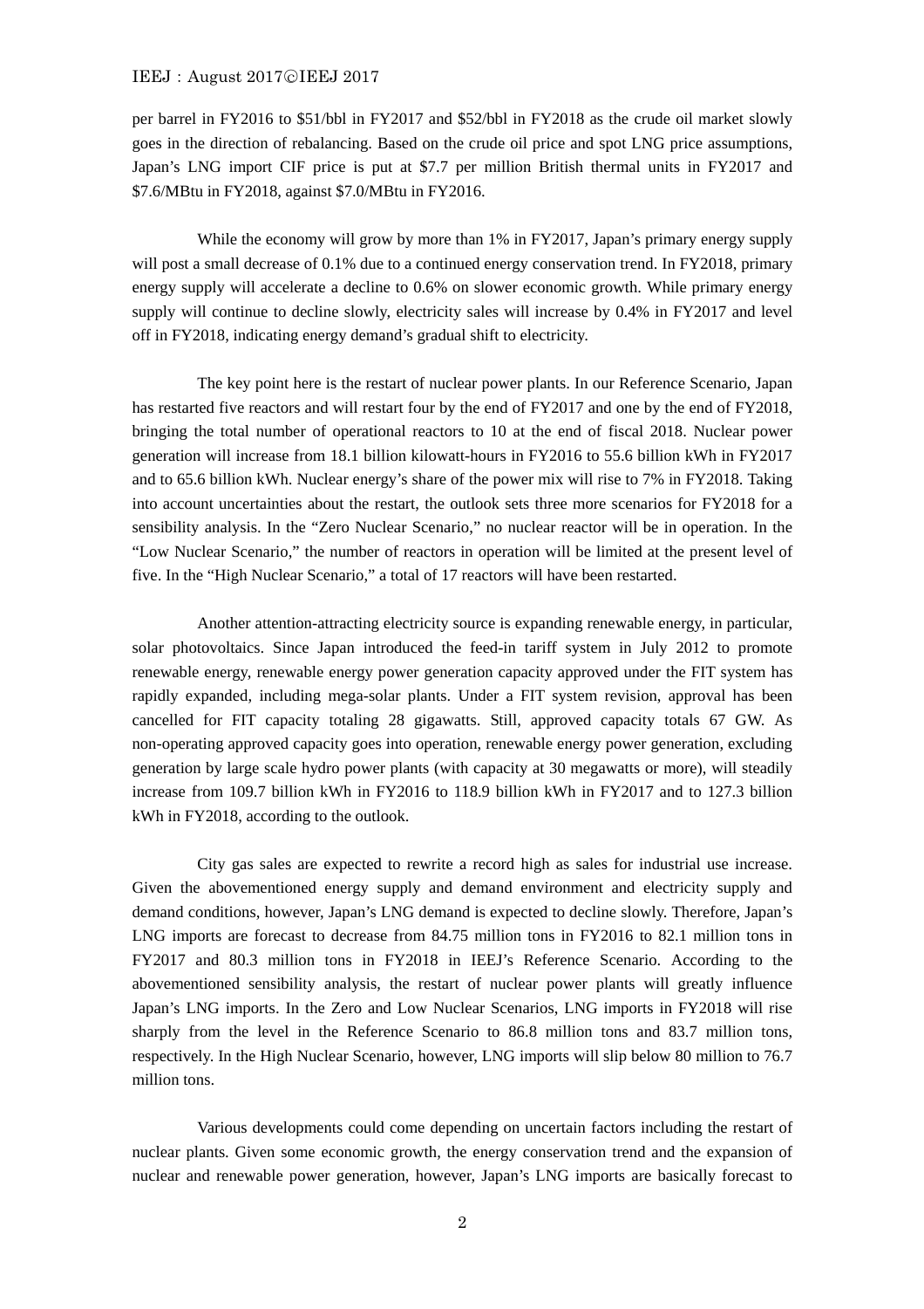per barrel in FY2016 to $51/bbl in FY2017 and $52/bbl in FY2018 as the crude oil market slowly goes in the direction of rebalancing. Based on the crude oil price and spot LNG price assumptions, Japan's LNG import CIF price is put at $7.7 per million British thermal units in FY2017 and $7.6/MBtu in FY2018, against $7.0/MBtu in FY2016.

While the economy will grow by more than 1% in FY2017, Japan's primary energy supply will post a small decrease of 0.1% due to a continued energy conservation trend. In FY2018, primary energy supply will accelerate a decline to 0.6% on slower economic growth. While primary energy supply will continue to decline slowly, electricity sales will increase by 0.4% in FY2017 and level off in FY2018, indicating energy demand's gradual shift to electricity.

The key point here is the restart of nuclear power plants. In our Reference Scenario, Japan has restarted five reactors and will restart four by the end of FY2017 and one by the end of FY2018, bringing the total number of operational reactors to 10 at the end of fiscal 2018. Nuclear power generation will increase from 18.1 billion kilowatt-hours in FY2016 to 55.6 billion kWh in FY2017 and to 65.6 billion kWh. Nuclear energy's share of the power mix will rise to 7% in FY2018. Taking into account uncertainties about the restart, the outlook sets three more scenarios for FY2018 for a sensibility analysis. In the "Zero Nuclear Scenario," no nuclear reactor will be in operation. In the "Low Nuclear Scenario," the number of reactors in operation will be limited at the present level of five. In the "High Nuclear Scenario," a total of 17 reactors will have been restarted.

Another attention-attracting electricity source is expanding renewable energy, in particular, solar photovoltaics. Since Japan introduced the feed-in tariff system in July 2012 to promote renewable energy, renewable energy power generation capacity approved under the FIT system has rapidly expanded, including mega-solar plants. Under a FIT system revision, approval has been cancelled for FIT capacity totaling 28 gigawatts. Still, approved capacity totals 67 GW. As non-operating approved capacity goes into operation, renewable energy power generation, excluding generation by large scale hydro power plants (with capacity at 30 megawatts or more), will steadily increase from 109.7 billion kWh in FY2016 to 118.9 billion kWh in FY2017 and to 127.3 billion kWh in FY2018, according to the outlook.

City gas sales are expected to rewrite a record high as sales for industrial use increase. Given the abovementioned energy supply and demand environment and electricity supply and demand conditions, however, Japan's LNG demand is expected to decline slowly. Therefore, Japan's LNG imports are forecast to decrease from 84.75 million tons in FY2016 to 82.1 million tons in FY2017 and 80.3 million tons in FY2018 in IEEJ's Reference Scenario. According to the abovementioned sensibility analysis, the restart of nuclear power plants will greatly influence Japan's LNG imports. In the Zero and Low Nuclear Scenarios, LNG imports in FY2018 will rise sharply from the level in the Reference Scenario to 86.8 million tons and 83.7 million tons, respectively. In the High Nuclear Scenario, however, LNG imports will slip below 80 million to 76.7 million tons.

Various developments could come depending on uncertain factors including the restart of nuclear plants. Given some economic growth, the energy conservation trend and the expansion of nuclear and renewable power generation, however, Japan's LNG imports are basically forecast to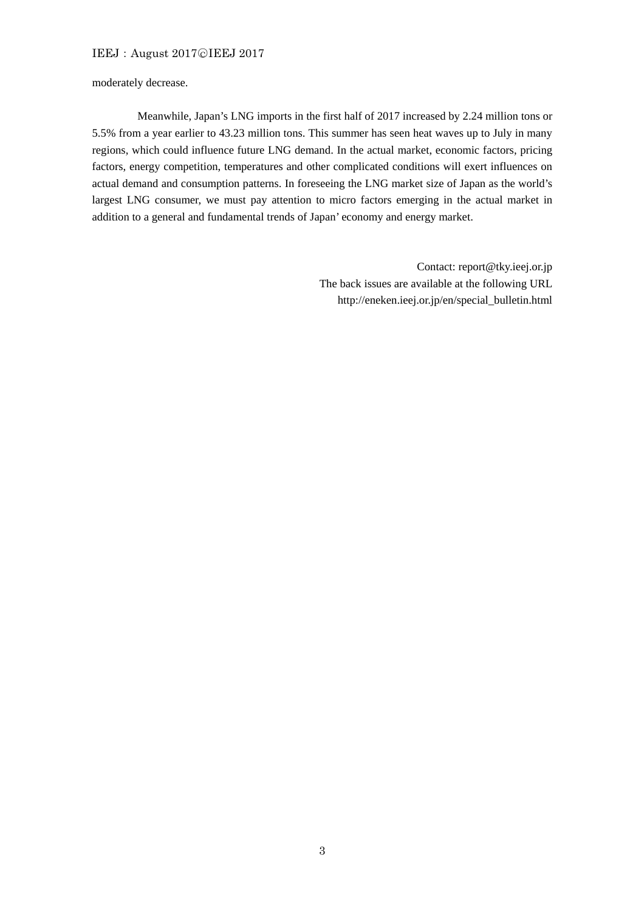moderately decrease.

Meanwhile, Japan's LNG imports in the first half of 2017 increased by 2.24 million tons or 5.5% from a year earlier to 43.23 million tons. This summer has seen heat waves up to July in many regions, which could influence future LNG demand. In the actual market, economic factors, pricing factors, energy competition, temperatures and other complicated conditions will exert influences on actual demand and consumption patterns. In foreseeing the LNG market size of Japan as the world's largest LNG consumer, we must pay attention to micro factors emerging in the actual market in addition to a general and fundamental trends of Japan' economy and energy market.

Contact: report@tky.ieej.or.jp
The back issues are available at the following URL
http://eneken.ieej.or.jp/en/special_bulletin.html